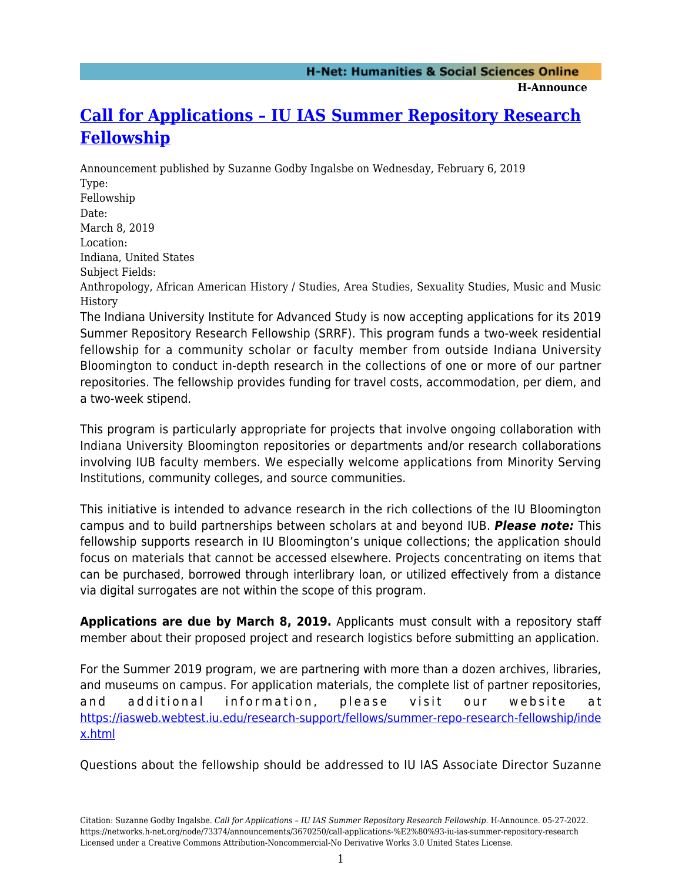# [Call for Applications – IU IAS Summer Repository Research Fellowship]

Announcement published by Suzanne Godby Ingalsbe on Wednesday, February 6, 2019

Type:
Fellowship

Date:
March 8, 2019

Location:
Indiana, United States

Subject Fields:
Anthropology, African American History / Studies, Area Studies, Sexuality Studies, Music and Music History

The Indiana University Institute for Advanced Study is now accepting applications for its 2019 Summer Repository Research Fellowship (SRRF). This program funds a two-week residential fellowship for a community scholar or faculty member from outside Indiana University Bloomington to conduct in-depth research in the collections of one or more of our partner repositories. The fellowship provides funding for travel costs, accommodation, per diem, and a two-week stipend.

This program is particularly appropriate for projects that involve ongoing collaboration with Indiana University Bloomington repositories or departments and/or research collaborations involving IUB faculty members. We especially welcome applications from Minority Serving Institutions, community colleges, and source communities.

This initiative is intended to advance research in the rich collections of the IU Bloomington campus and to build partnerships between scholars at and beyond IUB. ***Please note:*** This fellowship supports research in IU Bloomington's unique collections; the application should focus on materials that cannot be accessed elsewhere. Projects concentrating on items that can be purchased, borrowed through interlibrary loan, or utilized effectively from a distance via digital surrogates are not within the scope of this program.

**Applications are due by March 8, 2019.** Applicants must consult with a repository staff member about their proposed project and research logistics before submitting an application.

For the Summer 2019 program, we are partnering with more than a dozen archives, libraries, and museums on campus. For application materials, the complete list of partner repositories, and additional information, please visit our website at https://iasweb.webtest.iu.edu/research-support/fellows/summer-repo-research-fellowship/index.html

Questions about the fellowship should be addressed to IU IAS Associate Director Suzanne

Citation: Suzanne Godby Ingalsbe. *Call for Applications – IU IAS Summer Repository Research Fellowship*. H-Announce. 05-27-2022. https://networks.h-net.org/node/73374/announcements/3670250/call-applications-%E2%80%93-iu-ias-summer-repository-research
Licensed under a Creative Commons Attribution-Noncommercial-No Derivative Works 3.0 United States License.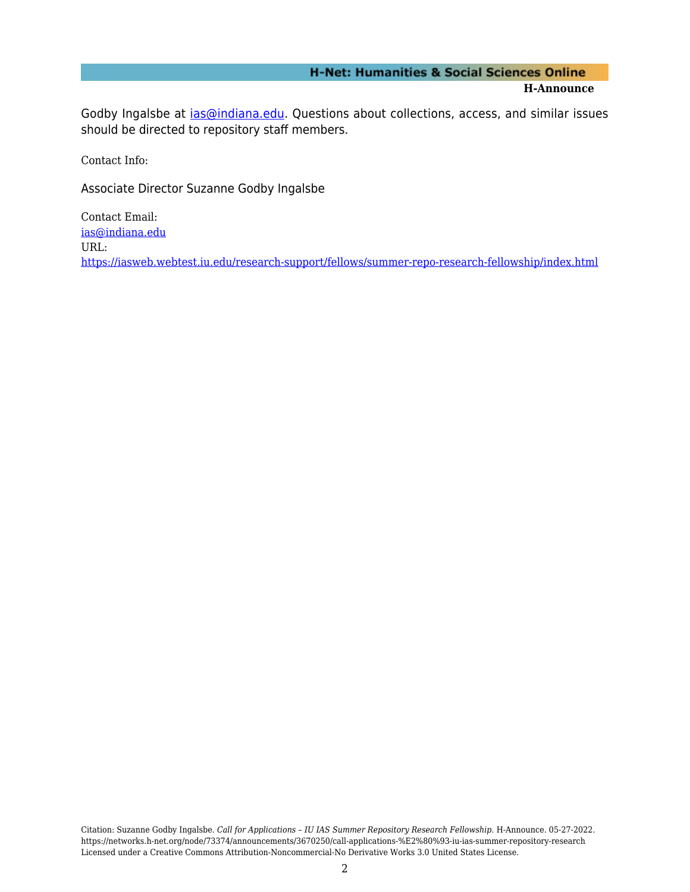Godby Ingalsbe at ias@indiana.edu. Questions about collections, access, and similar issues should be directed to repository staff members.

Contact Info:

Associate Director Suzanne Godby Ingalsbe

Contact Email:
ias@indiana.edu
URL:
https://iasweb.webtest.iu.edu/research-support/fellows/summer-repo-research-fellowship/index.html

Citation: Suzanne Godby Ingalsbe. *Call for Applications – IU IAS Summer Repository Research Fellowship*. H-Announce. 05-27-2022. https://networks.h-net.org/node/73374/announcements/3670250/call-applications-%E2%80%93-iu-ias-summer-repository-research
Licensed under a Creative Commons Attribution-Noncommercial-No Derivative Works 3.0 United States License.